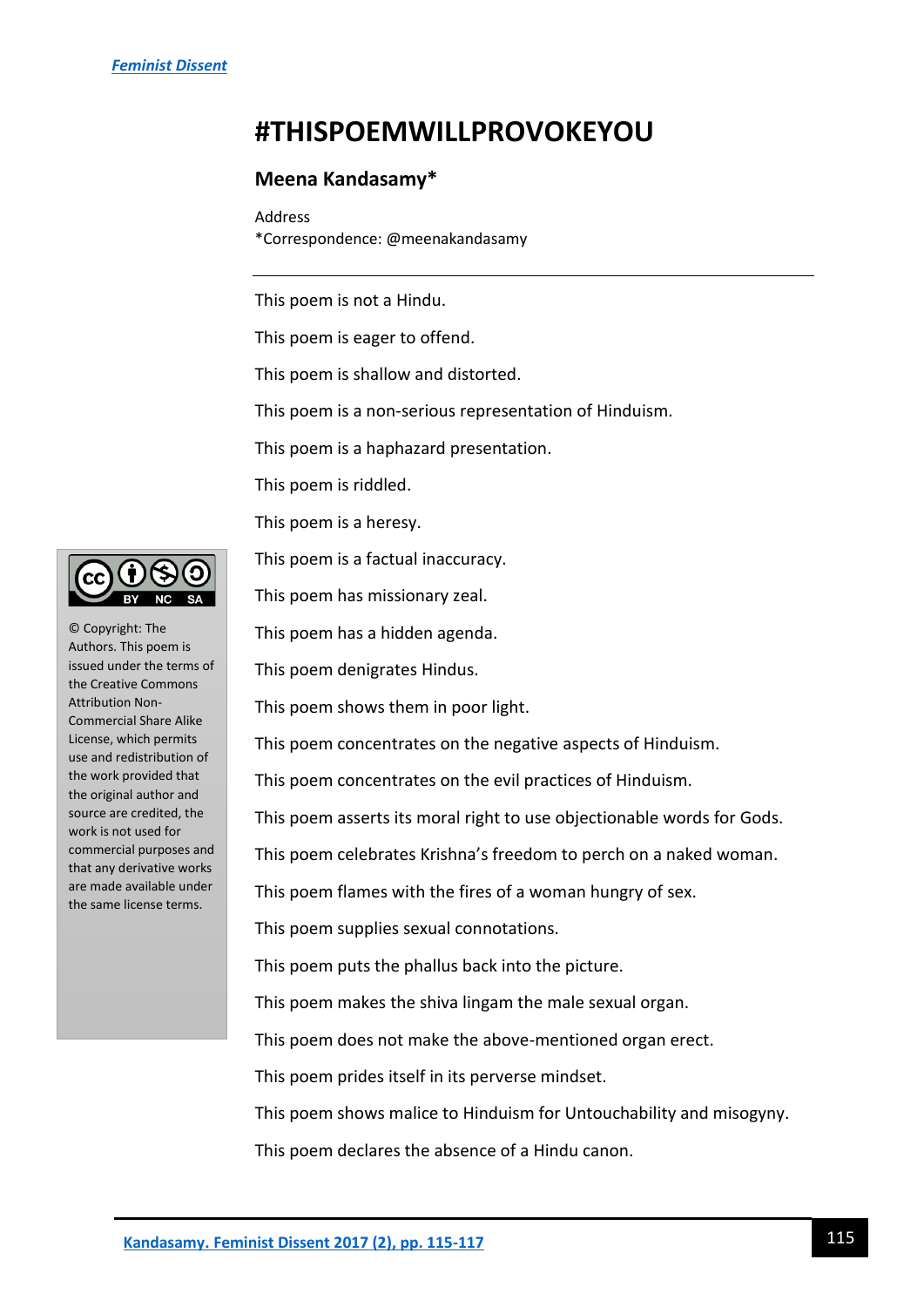# #THISPOEMWILLPROVOKEYOU

## Meena Kandasamy*

Address
*Correspondence: @meenakandasamy

---

This poem is not a Hindu.

This poem is eager to offend.

This poem is shallow and distorted.

This poem is a non-serious representation of Hinduism.

This poem is a haphazard presentation.

This poem is riddled.

This poem is a heresy.

This poem is a factual inaccuracy.

This poem has missionary zeal.

This poem has a hidden agenda.

This poem denigrates Hindus.

This poem shows them in poor light.

This poem concentrates on the negative aspects of Hinduism.

This poem concentrates on the evil practices of Hinduism.

This poem asserts its moral right to use objectionable words for Gods.

This poem celebrates Krishna's freedom to perch on a naked woman.

This poem flames with the fires of a woman hungry of sex.

This poem supplies sexual connotations.

This poem puts the phallus back into the picture.

This poem makes the shiva lingam the male sexual organ.

This poem does not make the above-mentioned organ erect.

This poem prides itself in its perverse mindset.

This poem shows malice to Hinduism for Untouchability and misogyny.

This poem declares the absence of a Hindu canon.

CC BY NC SA

© Copyright: The Authors. This poem is issued under the terms of the Creative Commons Attribution Non-Commercial Share Alike License, which permits use and redistribution of the work provided that the original author and source are credited, the work is not used for commercial purposes and that any derivative works are made available under the same license terms.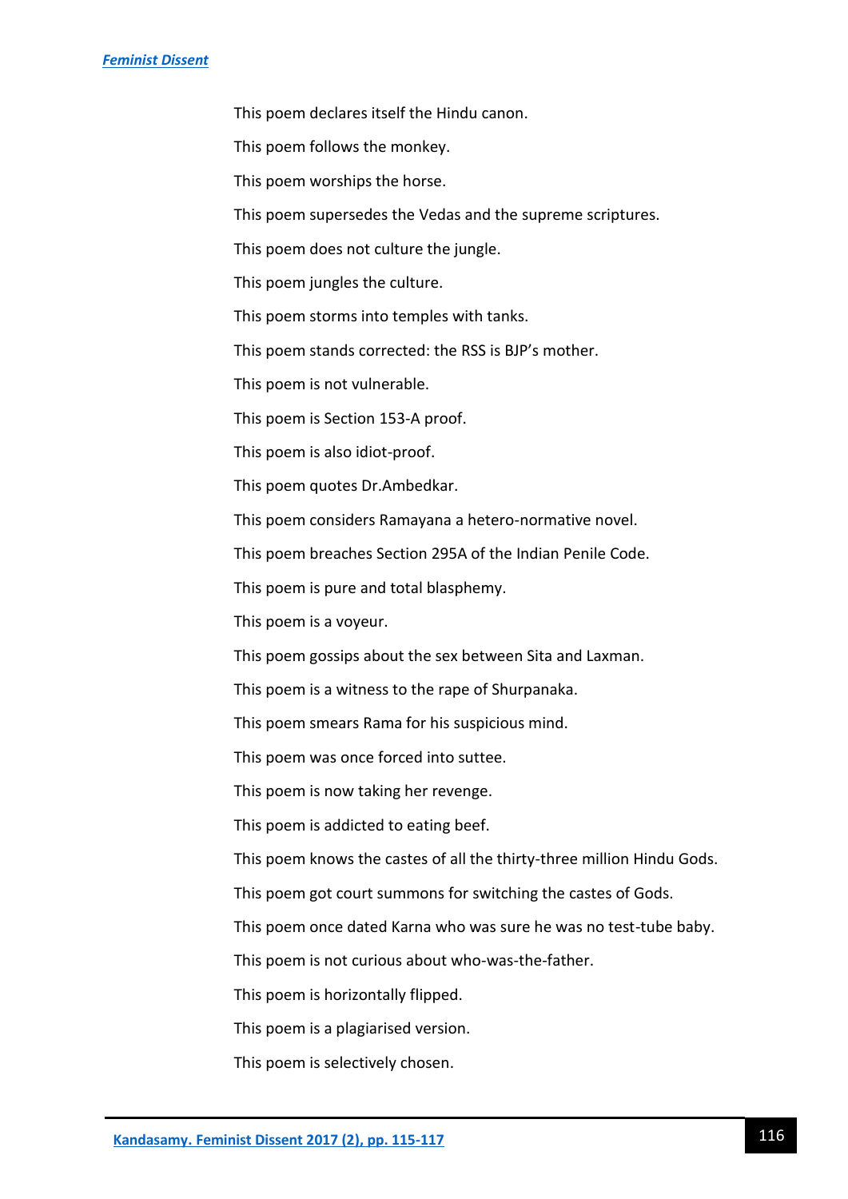This poem declares itself the Hindu canon.

This poem follows the monkey.

This poem worships the horse.

This poem supersedes the Vedas and the supreme scriptures.

This poem does not culture the jungle.

This poem jungles the culture.

This poem storms into temples with tanks.

This poem stands corrected: the RSS is BJP's mother.

This poem is not vulnerable.

This poem is Section 153-A proof.

This poem is also idiot-proof.

This poem quotes Dr.Ambedkar.

This poem considers Ramayana a hetero-normative novel.

This poem breaches Section 295A of the Indian Penile Code.

This poem is pure and total blasphemy.

This poem is a voyeur.

This poem gossips about the sex between Sita and Laxman.

This poem is a witness to the rape of Shurpanaka.

This poem smears Rama for his suspicious mind.

This poem was once forced into suttee.

This poem is now taking her revenge.

This poem is addicted to eating beef.

This poem knows the castes of all the thirty-three million Hindu Gods.

This poem got court summons for switching the castes of Gods.

This poem once dated Karna who was sure he was no test-tube baby.

This poem is not curious about who-was-the-father.

This poem is horizontally flipped.

This poem is a plagiarised version.

This poem is selectively chosen.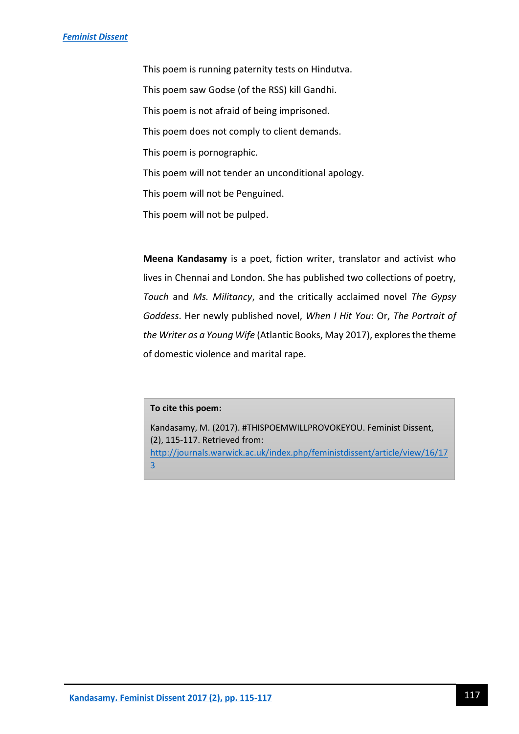This poem is running paternity tests on Hindutva.

This poem saw Godse (of the RSS) kill Gandhi.

This poem is not afraid of being imprisoned.

This poem does not comply to client demands.

This poem is pornographic.

This poem will not tender an unconditional apology.

This poem will not be Penguined.

This poem will not be pulped.

**Meena Kandasamy** is a poet, fiction writer, translator and activist who lives in Chennai and London. She has published two collections of poetry, *Touch* and *Ms. Militancy*, and the critically acclaimed novel *The Gypsy Goddess*. Her newly published novel, *When I Hit You*: Or, *The Portrait of the Writer as a Young Wife* (Atlantic Books, May 2017), explores the theme of domestic violence and marital rape.

**To cite this poem:**

Kandasamy, M. (2017). #THISPOEMWILLPROVOKEYOU. Feminist Dissent, (2), 115-117. Retrieved from: http://journals.warwick.ac.uk/index.php/feministdissent/article/view/16/173